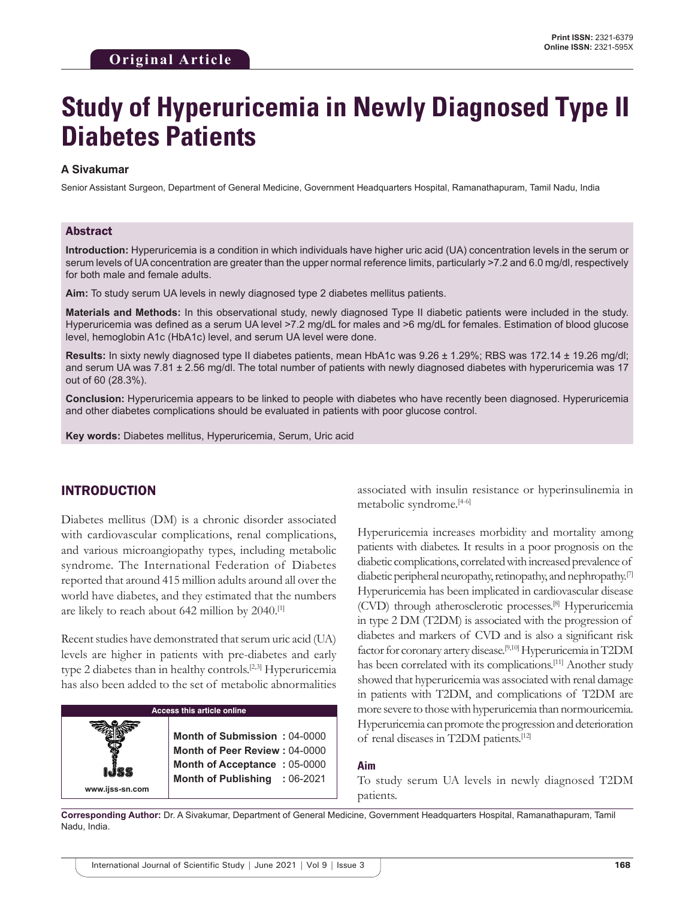**Print ISSN:** 2321-6379
**Online ISSN:** 2321-595X

Original Article

# Study of Hyperuricemia in Newly Diagnosed Type II Diabetes Patients

**A Sivakumar**

Senior Assistant Surgeon, Department of General Medicine, Government Headquarters Hospital, Ramanathapuram, Tamil Nadu, India

## Abstract

**Introduction:** Hyperuricemia is a condition in which individuals have higher uric acid (UA) concentration levels in the serum or serum levels of UA concentration are greater than the upper normal reference limits, particularly >7.2 and 6.0 mg/dl, respectively for both male and female adults.

**Aim:** To study serum UA levels in newly diagnosed type 2 diabetes mellitus patients.

**Materials and Methods:** In this observational study, newly diagnosed Type II diabetic patients were included in the study. Hyperuricemia was defined as a serum UA level >7.2 mg/dL for males and >6 mg/dL for females. Estimation of blood glucose level, hemoglobin A1c (HbA1c) level, and serum UA level were done.

**Results:** In sixty newly diagnosed type II diabetes patients, mean HbA1c was 9.26 ± 1.29%; RBS was 172.14 ± 19.26 mg/dl; and serum UA was 7.81 ± 2.56 mg/dl. The total number of patients with newly diagnosed diabetes with hyperuricemia was 17 out of 60 (28.3%).

**Conclusion:** Hyperuricemia appears to be linked to people with diabetes who have recently been diagnosed. Hyperuricemia and other diabetes complications should be evaluated in patients with poor glucose control.

**Key words:** Diabetes mellitus, Hyperuricemia, Serum, Uric acid

## INTRODUCTION

Diabetes mellitus (DM) is a chronic disorder associated with cardiovascular complications, renal complications, and various microangiopathy types, including metabolic syndrome. The International Federation of Diabetes reported that around 415 million adults around all over the world have diabetes, and they estimated that the numbers are likely to reach about 642 million by 2040.[1]

Recent studies have demonstrated that serum uric acid (UA) levels are higher in patients with pre-diabetes and early type 2 diabetes than in healthy controls.[2,3] Hyperuricemia has also been added to the set of metabolic abnormalities associated with insulin resistance or hyperinsulinemia in metabolic syndrome.[4-6]

Hyperuricemia increases morbidity and mortality among patients with diabetes. It results in a poor prognosis on the diabetic complications, correlated with increased prevalence of diabetic peripheral neuropathy, retinopathy, and nephropathy.[7] Hyperuricemia has been implicated in cardiovascular disease (CVD) through atherosclerotic processes.[8] Hyperuricemia in type 2 DM (T2DM) is associated with the progression of diabetes and markers of CVD and is also a significant risk factor for coronary artery disease.[9,10] Hyperuricemia in T2DM has been correlated with its complications.[11] Another study showed that hyperuricemia was associated with renal damage in patients with T2DM, and complications of T2DM are more severe to those with hyperuricemia than normouricemia. Hyperuricemia can promote the progression and deterioration of renal diseases in T2DM patients.[12]

### Aim

To study serum UA levels in newly diagnosed T2DM patients.

| Access this article online | |
|---|---|
| www.ijss-sn.com | **Month of Submission :** 04-0000<br>**Month of Peer Review :** 04-0000<br>**Month of Acceptance :** 05-0000<br>**Month of Publishing :** 06-2021 |

**Corresponding Author:** Dr. A Sivakumar, Department of General Medicine, Government Headquarters Hospital, Ramanathapuram, Tamil Nadu, India.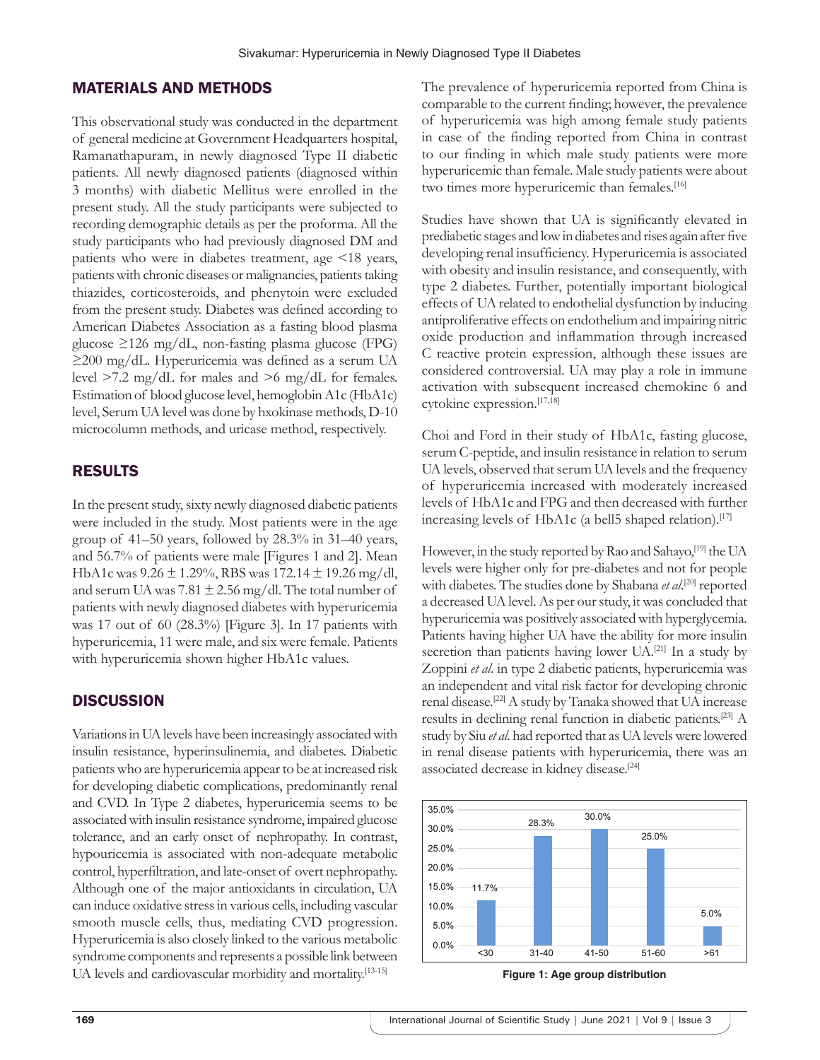## MATERIALS AND METHODS

This observational study was conducted in the department of general medicine at Government Headquarters hospital, Ramanathapuram, in newly diagnosed Type II diabetic patients. All newly diagnosed patients (diagnosed within 3 months) with diabetic Mellitus were enrolled in the present study. All the study participants were subjected to recording demographic details as per the proforma. All the study participants who had previously diagnosed DM and patients who were in diabetes treatment, age <18 years, patients with chronic diseases or malignancies, patients taking thiazides, corticosteroids, and phenytoin were excluded from the present study. Diabetes was defined according to American Diabetes Association as a fasting blood plasma glucose ≥126 mg/dL, non-fasting plasma glucose (FPG) ≥200 mg/dL. Hyperuricemia was defined as a serum UA level >7.2 mg/dL for males and >6 mg/dL for females. Estimation of blood glucose level, hemoglobin A1c (HbA1c) level, Serum UA level was done by hxokinase methods, D-10 microcolumn methods, and uricase method, respectively.

## RESULTS

In the present study, sixty newly diagnosed diabetic patients were included in the study. Most patients were in the age group of 41–50 years, followed by 28.3% in 31–40 years, and 56.7% of patients were male [Figures 1 and 2]. Mean HbA1c was 9.26 ± 1.29%, RBS was 172.14 ± 19.26 mg/dl, and serum UA was 7.81 ± 2.56 mg/dl. The total number of patients with newly diagnosed diabetes with hyperuricemia was 17 out of 60 (28.3%) [Figure 3]. In 17 patients with hyperuricemia, 11 were male, and six were female. Patients with hyperuricemia shown higher HbA1c values.

## DISCUSSION

Variations in UA levels have been increasingly associated with insulin resistance, hyperinsulinemia, and diabetes. Diabetic patients who are hyperuricemia appear to be at increased risk for developing diabetic complications, predominantly renal and CVD. In Type 2 diabetes, hyperuricemia seems to be associated with insulin resistance syndrome, impaired glucose tolerance, and an early onset of nephropathy. In contrast, hypouricemia is associated with non-adequate metabolic control, hyperfiltration, and late-onset of overt nephropathy. Although one of the major antioxidants in circulation, UA can induce oxidative stress in various cells, including vascular smooth muscle cells, thus, mediating CVD progression. Hyperuricemia is also closely linked to the various metabolic syndrome components and represents a possible link between UA levels and cardiovascular morbidity and mortality.[13-15]

The prevalence of hyperuricemia reported from China is comparable to the current finding; however, the prevalence of hyperuricemia was high among female study patients in case of the finding reported from China in contrast to our finding in which male study patients were more hyperuricemic than female. Male study patients were about two times more hyperuricemic than females.[16]

Studies have shown that UA is significantly elevated in prediabetic stages and low in diabetes and rises again after five developing renal insufficiency. Hyperuricemia is associated with obesity and insulin resistance, and consequently, with type 2 diabetes. Further, potentially important biological effects of UA related to endothelial dysfunction by inducing antiproliferative effects on endothelium and impairing nitric oxide production and inflammation through increased C reactive protein expression, although these issues are considered controversial. UA may play a role in immune activation with subsequent increased chemokine 6 and cytokine expression.[17,18]

Choi and Ford in their study of HbA1c, fasting glucose, serum C-peptide, and insulin resistance in relation to serum UA levels, observed that serum UA levels and the frequency of hyperuricemia increased with moderately increased levels of HbA1c and FPG and then decreased with further increasing levels of HbA1c (a bell5 shaped relation).[17]

However, in the study reported by Rao and Sahayo,[19] the UA levels were higher only for pre-diabetes and not for people with diabetes. The studies done by Shabana *et al*.[20] reported a decreased UA level. As per our study, it was concluded that hyperuricemia was positively associated with hyperglycemia. Patients having higher UA have the ability for more insulin secretion than patients having lower UA.[21] In a study by Zoppini *et al*. in type 2 diabetic patients, hyperuricemia was an independent and vital risk factor for developing chronic renal disease.[22] A study by Tanaka showed that UA increase results in declining renal function in diabetic patients.[23] A study by Siu *et al*. had reported that as UA levels were lowered in renal disease patients with hyperuricemia, there was an associated decrease in kidney disease.[24]

35.0%
30.0%
25.0%
20.0%
15.0%
10.0%
5.0%
0.0%

11.7%
28.3%
30.0%
25.0%
5.0%

<30
31-40
41-50
51-60
>61

**Figure 1: Age group distribution**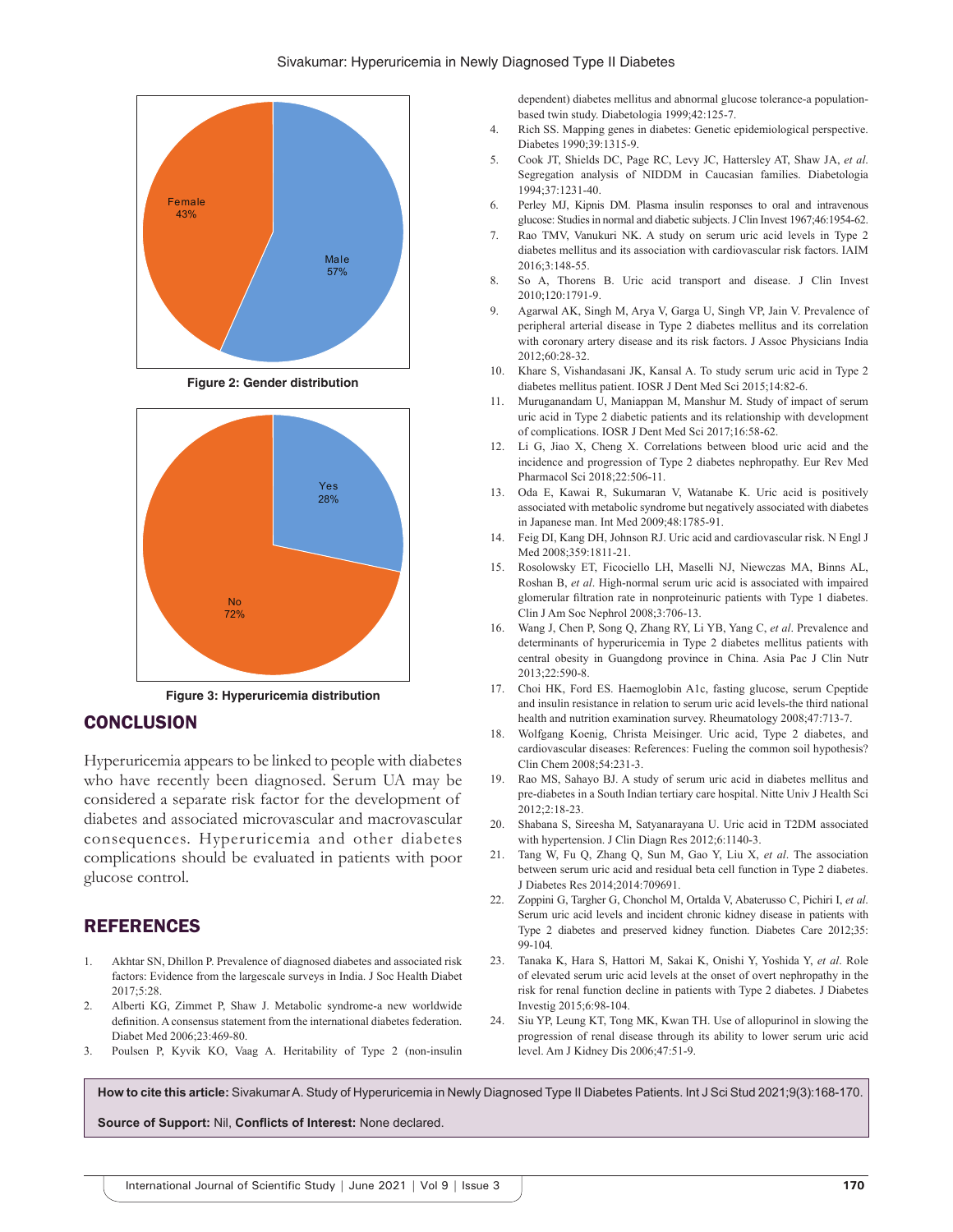Female
43%

Male
57%

**Figure 2: Gender distribution**

Yes
28%

No
72%

**Figure 3: Hyperuricemia distribution**

## CONCLUSION

Hyperuricemia appears to be linked to people with diabetes who have recently been diagnosed. Serum UA may be considered a separate risk factor for the development of diabetes and associated microvascular and macrovascular consequences. Hyperuricemia and other diabetes complications should be evaluated in patients with poor glucose control.

## REFERENCES

1. Akhtar SN, Dhillon P. Prevalence of diagnosed diabetes and associated risk factors: Evidence from the largescale surveys in India. J Soc Health Diabet 2017;5:28.
2. Alberti KG, Zimmet P, Shaw J. Metabolic syndrome-a new worldwide definition. A consensus statement from the international diabetes federation. Diabet Med 2006;23:469-80.
3. Poulsen P, Kyvik KO, Vaag A. Heritability of Type 2 (non-insulin dependent) diabetes mellitus and abnormal glucose tolerance-a population-based twin study. Diabetologia 1999;42:125-7.
4. Rich SS. Mapping genes in diabetes: Genetic epidemiological perspective. Diabetes 1990;39:1315-9.
5. Cook JT, Shields DC, Page RC, Levy JC, Hattersley AT, Shaw JA, *et al*. Segregation analysis of NIDDM in Caucasian families. Diabetologia 1994;37:1231-40.
6. Perley MJ, Kipnis DM. Plasma insulin responses to oral and intravenous glucose: Studies in normal and diabetic subjects. J Clin Invest 1967;46:1954-62.
7. Rao TMV, Vanukuri NK. A study on serum uric acid levels in Type 2 diabetes mellitus and its association with cardiovascular risk factors. IAIM 2016;3:148-55.
8. So A, Thorens B. Uric acid transport and disease. J Clin Invest 2010;120:1791-9.
9. Agarwal AK, Singh M, Arya V, Garga U, Singh VP, Jain V. Prevalence of peripheral arterial disease in Type 2 diabetes mellitus and its correlation with coronary artery disease and its risk factors. J Assoc Physicians India 2012;60:28-32.
10. Khare S, Vishandasani JK, Kansal A. To study serum uric acid in Type 2 diabetes mellitus patient. IOSR J Dent Med Sci 2015;14:82-6.
11. Muruganandam U, Maniappan M, Manshur M. Study of impact of serum uric acid in Type 2 diabetic patients and its relationship with development of complications. IOSR J Dent Med Sci 2017;16:58-62.
12. Li G, Jiao X, Cheng X. Correlations between blood uric acid and the incidence and progression of Type 2 diabetes nephropathy. Eur Rev Med Pharmacol Sci 2018;22:506-11.
13. Oda E, Kawai R, Sukumaran V, Watanabe K. Uric acid is positively associated with metabolic syndrome but negatively associated with diabetes in Japanese man. Int Med 2009;48:1785-91.
14. Feig DI, Kang DH, Johnson RJ. Uric acid and cardiovascular risk. N Engl J Med 2008;359:1811-21.
15. Rosolowsky ET, Ficociello LH, Maselli NJ, Niewczas MA, Binns AL, Roshan B, *et al*. High-normal serum uric acid is associated with impaired glomerular filtration rate in nonproteinuric patients with Type 1 diabetes. Clin J Am Soc Nephrol 2008;3:706-13.
16. Wang J, Chen P, Song Q, Zhang RY, Li YB, Yang C, *et al*. Prevalence and determinants of hyperuricemia in Type 2 diabetes mellitus patients with central obesity in Guangdong province in China. Asia Pac J Clin Nutr 2013;22:590-8.
17. Choi HK, Ford ES. Haemoglobin A1c, fasting glucose, serum Cpeptide and insulin resistance in relation to serum uric acid levels-the third national health and nutrition examination survey. Rheumatology 2008;47:713-7.
18. Wolfgang Koenig, Christa Meisinger. Uric acid, Type 2 diabetes, and cardiovascular diseases: References: Fueling the common soil hypothesis? Clin Chem 2008;54:231-3.
19. Rao MS, Sahayo BJ. A study of serum uric acid in diabetes mellitus and pre-diabetes in a South Indian tertiary care hospital. Nitte Univ J Health Sci 2012;2:18-23.
20. Shabana S, Sireesha M, Satyanarayana U. Uric acid in T2DM associated with hypertension. J Clin Diagn Res 2012;6:1140-3.
21. Tang W, Fu Q, Zhang Q, Sun M, Gao Y, Liu X, *et al*. The association between serum uric acid and residual beta cell function in Type 2 diabetes. J Diabetes Res 2014;2014:709691.
22. Zoppini G, Targher G, Chonchol M, Ortalda V, Abaterusso C, Pichiri I, *et al*. Serum uric acid levels and incident chronic kidney disease in patients with Type 2 diabetes and preserved kidney function. Diabetes Care 2012;35:99-104.
23. Tanaka K, Hara S, Hattori M, Sakai K, Onishi Y, Yoshida Y, *et al*. Role of elevated serum uric acid levels at the onset of overt nephropathy in the risk for renal function decline in patients with Type 2 diabetes. J Diabetes Investig 2015;6:98-104.
24. Siu YP, Leung KT, Tong MK, Kwan TH. Use of allopurinol in slowing the progression of renal disease through its ability to lower serum uric acid level. Am J Kidney Dis 2006;47:51-9.

**How to cite this article:** Sivakumar A. Study of Hyperuricemia in Newly Diagnosed Type II Diabetes Patients. Int J Sci Stud 2021;9(3):168-170.

**Source of Support:** Nil, **Conflicts of Interest:** None declared.